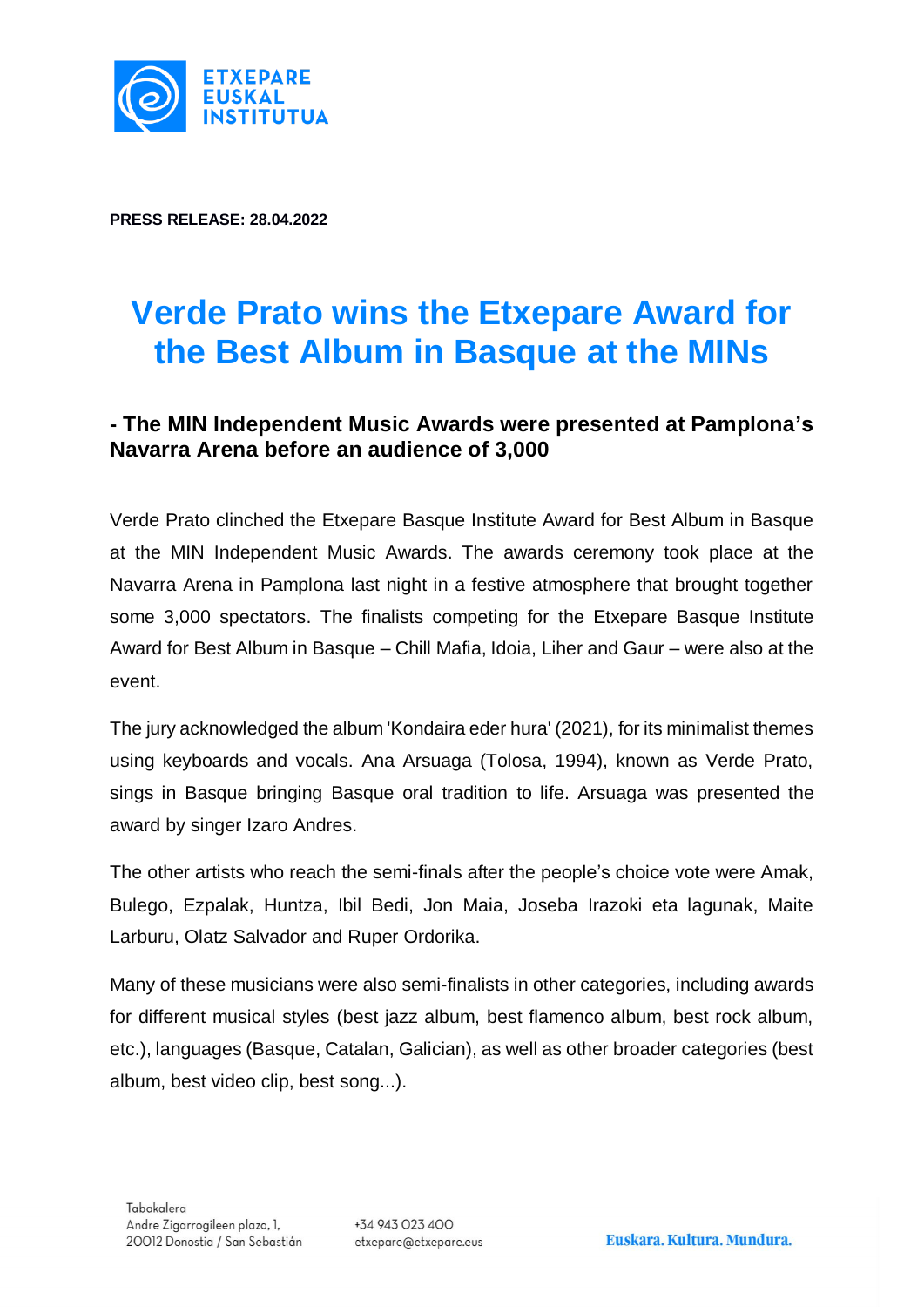**PRESS RELEASE: 28.04.2022**

# Verde Prato wins the Etxepare Award for the Best Album in Basque at the MINs

### - The MIN Independent Music Awards were presented at Pamplona's Navarra Arena before an audience of 3,000

Verde Prato clinched the Etxepare Basque Institute Award for Best Album in Basque at the MIN Independent Music Awards. The awards ceremony took place at the Navarra Arena in Pamplona last night in a festive atmosphere that brought together some 3,000 spectators. The finalists competing for the Etxepare Basque Institute Award for Best Album in Basque – Chill Mafia, Idoia, Liher and Gaur – were also at the event.

The jury acknowledged the album 'Kondaira eder hura' (2021), for its minimalist themes using keyboards and vocals. Ana Arsuaga (Tolosa, 1994), known as Verde Prato, sings in Basque bringing Basque oral tradition to life. Arsuaga was presented the award by singer Izaro Andres.

The other artists who reach the semi-finals after the people's choice vote were Amak, Bulego, Ezpalak, Huntza, Ibil Bedi, Jon Maia, Joseba Irazoki eta lagunak, Maite Larburu, Olatz Salvador and Ruper Ordorika.

Many of these musicians were also semi-finalists in other categories, including awards for different musical styles (best jazz album, best flamenco album, best rock album, etc.), languages (Basque, Catalan, Galician), as well as other broader categories (best album, best video clip, best song...).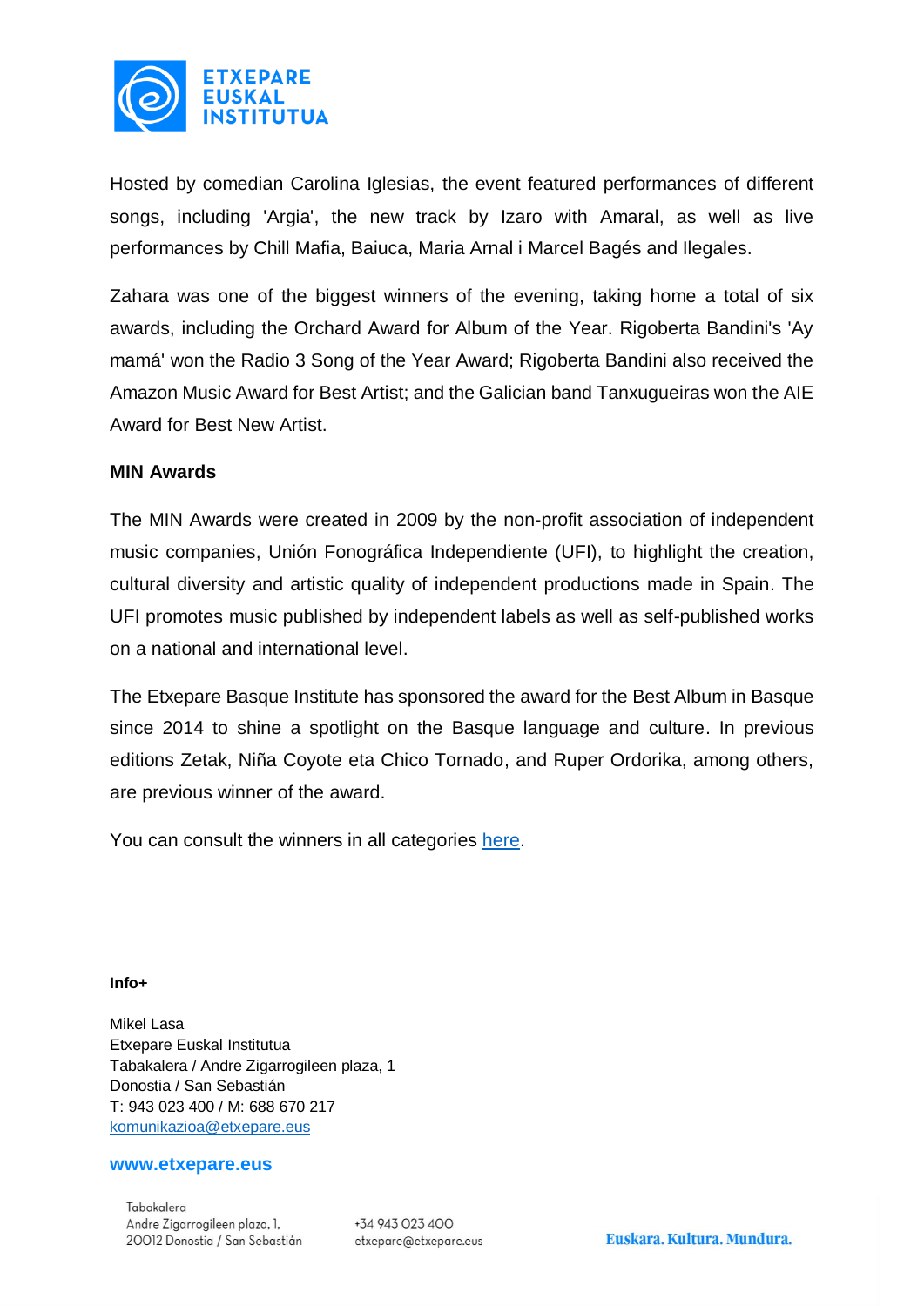Hosted by comedian Carolina Iglesias, the event featured performances of different songs, including 'Argia', the new track by Izaro with Amaral, as well as live performances by Chill Mafia, Baiuca, Maria Arnal i Marcel Bagés and Ilegales.

Zahara was one of the biggest winners of the evening, taking home a total of six awards, including the Orchard Award for Album of the Year. Rigoberta Bandini's 'Ay mamá' won the Radio 3 Song of the Year Award; Rigoberta Bandini also received the Amazon Music Award for Best Artist; and the Galician band Tanxugueiras won the AIE Award for Best New Artist.

**MIN Awards**

The MIN Awards were created in 2009 by the non-profit association of independent music companies, Unión Fonográfica Independiente (UFI), to highlight the creation, cultural diversity and artistic quality of independent productions made in Spain. The UFI promotes music published by independent labels as well as self-published works on a national and international level.

The Etxepare Basque Institute has sponsored the award for the Best Album in Basque since 2014 to shine a spotlight on the Basque language and culture. In previous editions Zetak, Niña Coyote eta Chico Tornado, and Ruper Ordorika, among others, are previous winner of the award.

You can consult the winners in all categories here.

**Info+**

Mikel Lasa
Etxepare Euskal Institutua
Tabakalera / Andre Zigarrogileen plaza, 1
Donostia / San Sebastián
T: 943 023 400 / M: 688 670 217
komunikazioa@etxepare.eus

**www.etxepare.eus**